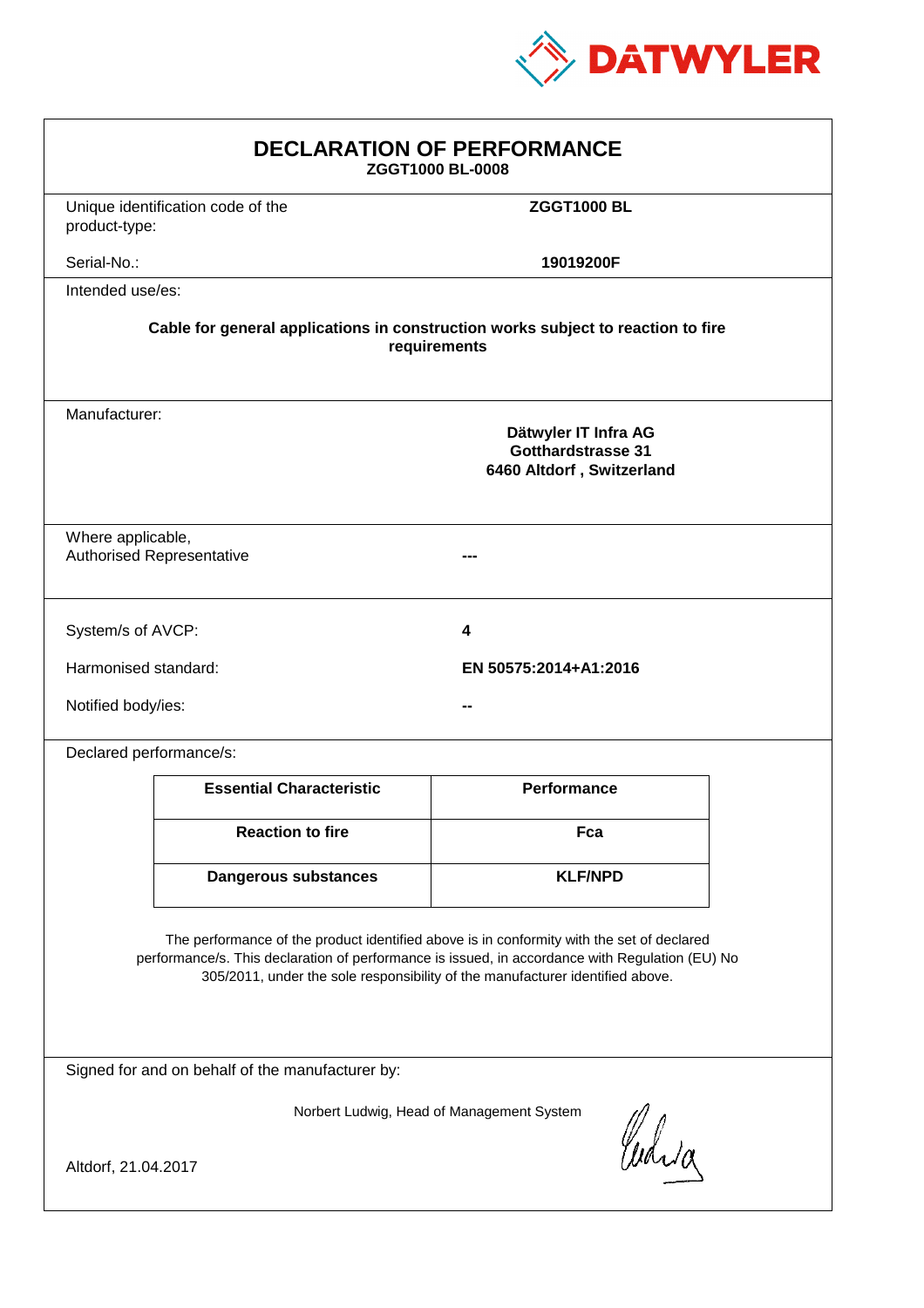DATWYLER

# DECLARATION OF PERFORMANCE

**ZGGT1000 BL-0008**

| | |
|---|---|
| Unique identification code of the product-type: | **ZGGT1000 BL** |
| Serial-No.: | **19019200F** |

Intended use/es:

**Cable for general applications in construction works subject to reaction to fire requirements**

Manufacturer:

**Dätwyler IT Infra AG**
**Gotthardstrasse 31**
**6460 Altdorf , Switzerland**

| | |
|---|---|
| Where applicable, Authorised Representative | **---** |

| | |
|---|---|
| System/s of AVCP: | **4** |
| Harmonised standard: | **EN 50575:2014+A1:2016** |
| Notified body/ies: | **--** |

Declared performance/s:

| Essential Characteristic | Performance |
|---|---|
| **Reaction to fire** | **Fca** |
| **Dangerous substances** | **KLF/NPD** |

The performance of the product identified above is in conformity with the set of declared performance/s. This declaration of performance is issued, in accordance with Regulation (EU) No 305/2011, under the sole responsibility of the manufacturer identified above.

Signed for and on behalf of the manufacturer by:

Norbert Ludwig, Head of Management System

Altdorf, 21.04.2017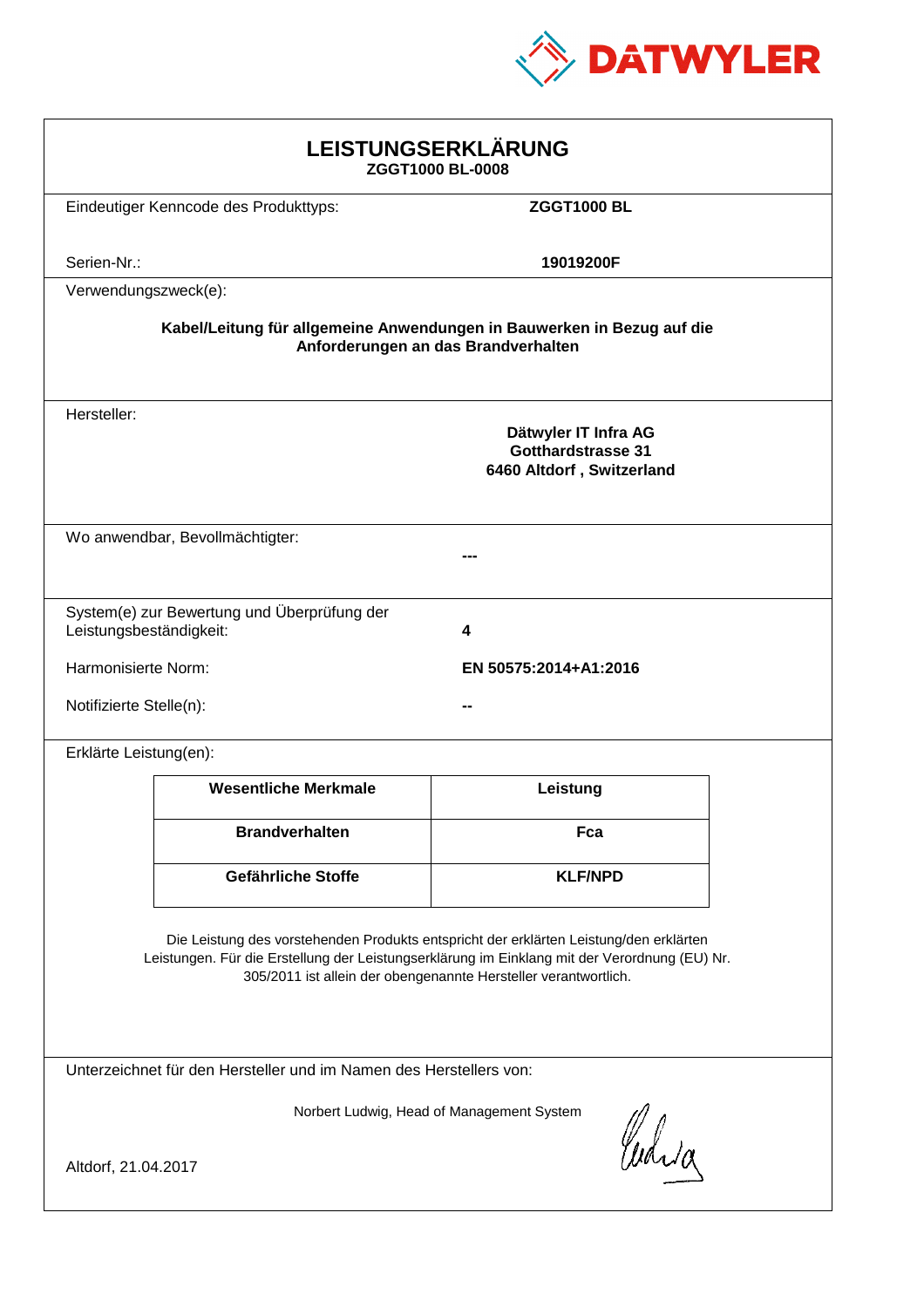DATWYLER

# LEISTUNGSERKLÄRUNG

**ZGGT1000 BL-0008**

Eindeutiger Kenncode des Produkttyps: **ZGGT1000 BL**

Serien-Nr.: **19019200F**

Verwendungszweck(e):

**Kabel/Leitung für allgemeine Anwendungen in Bauwerken in Bezug auf die Anforderungen an das Brandverhalten**

Hersteller:

**Dätwyler IT Infra AG**
**Gotthardstrasse 31**
**6460 Altdorf , Switzerland**

Wo anwendbar, Bevollmächtigter: **---**

System(e) zur Bewertung und Überprüfung der Leistungsbeständigkeit: **4**

Harmonisierte Norm: **EN 50575:2014+A1:2016**

Notifizierte Stelle(n): **--**

Erklärte Leistung(en):

| Wesentliche Merkmale | Leistung |
|---|---|
| **Brandverhalten** | **Fca** |
| **Gefährliche Stoffe** | **KLF/NPD** |

Die Leistung des vorstehenden Produkts entspricht der erklärten Leistung/den erklärten Leistungen. Für die Erstellung der Leistungserklärung im Einklang mit der Verordnung (EU) Nr. 305/2011 ist allein der obengenannte Hersteller verantwortlich.

Unterzeichnet für den Hersteller und im Namen des Herstellers von:

Norbert Ludwig, Head of Management System

Altdorf, 21.04.2017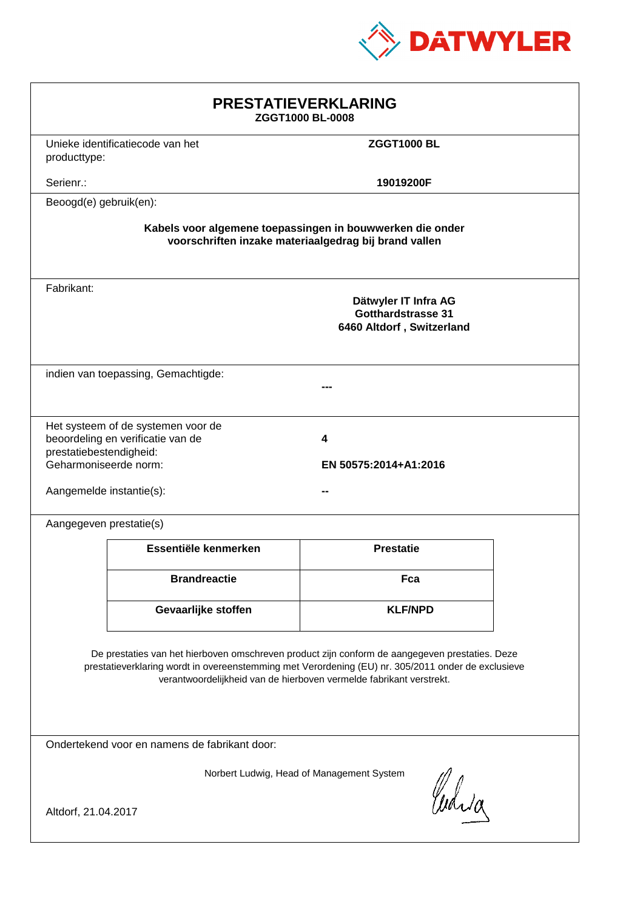DATWYLER

# PRESTATIEVERKLARING

**ZGGT1000 BL-0008**

Unieke identificatiecode van het producttype: **ZGGT1000 BL**

Serienr.: **19019200F**

Beoogd(e) gebruik(en):

**Kabels voor algemene toepassingen in bouwwerken die onder voorschriften inzake materiaalgedrag bij brand vallen**

Fabrikant:

**Dätwyler IT Infra AG**
**Gotthardstrasse 31**
**6460 Altdorf , Switzerland**

indien van toepassing, Gemachtigde:

**---**

Het systeem of de systemen voor de beoordeling en verificatie van de prestatiebestendigheid: **4**

Geharmoniseerde norm: **EN 50575:2014+A1:2016**

Aangemelde instantie(s): **--**

Aangegeven prestatie(s)

| Essentiële kenmerken | Prestatie |
|---|---|
| **Brandreactie** | **Fca** |
| **Gevaarlijke stoffen** | **KLF/NPD** |

De prestaties van het hierboven omschreven product zijn conform de aangegeven prestaties. Deze prestatieverklaring wordt in overeenstemming met Verordening (EU) nr. 305/2011 onder de exclusieve verantwoordelijkheid van de hierboven vermelde fabrikant verstrekt.

Ondertekend voor en namens de fabrikant door:

Norbert Ludwig, Head of Management System

Altdorf, 21.04.2017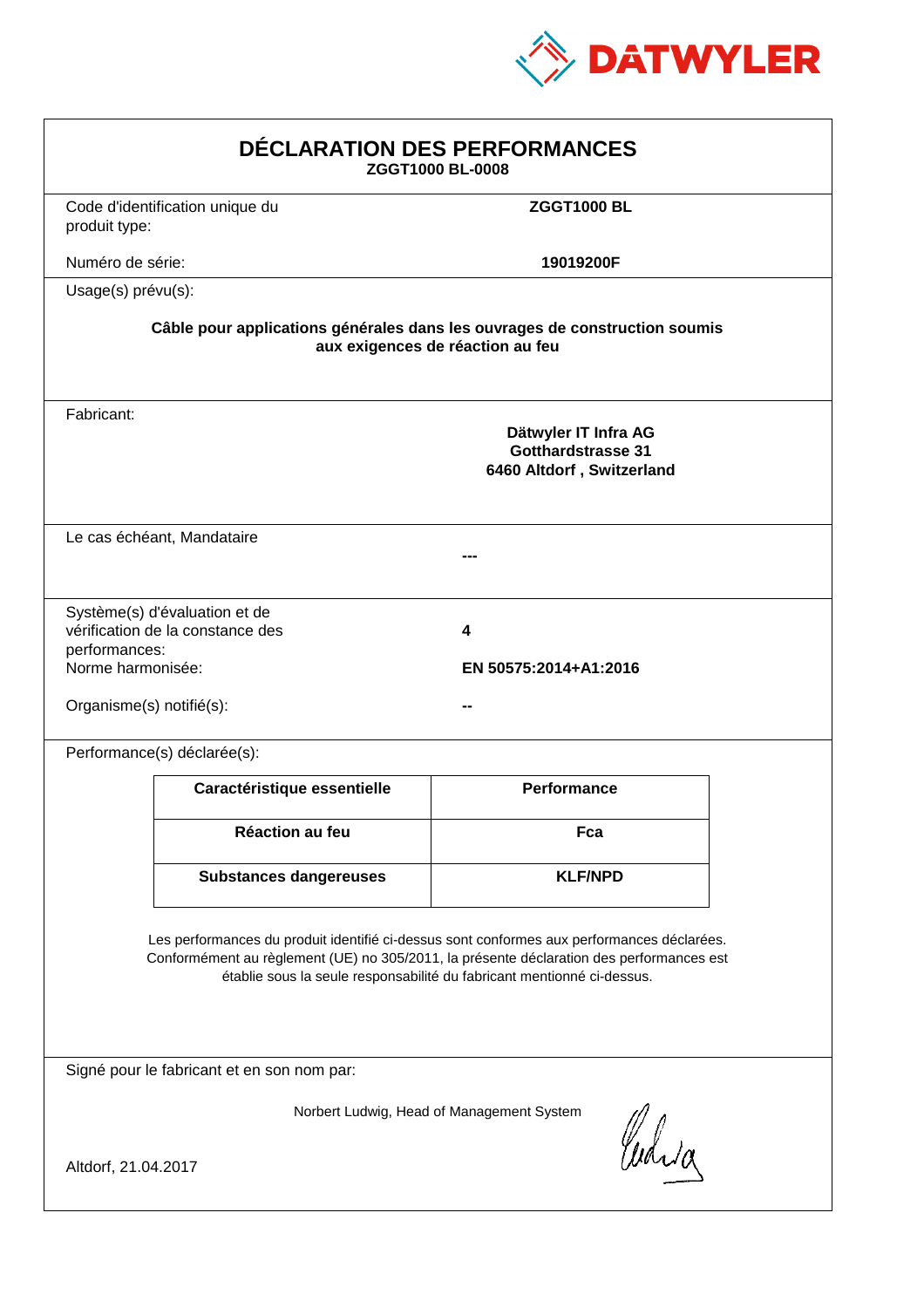DATWYLER

# DÉCLARATION DES PERFORMANCES

**ZGGT1000 BL-0008**

Code d'identification unique du produit type: **ZGGT1000 BL**

Numéro de série: **19019200F**

Usage(s) prévu(s):

**Câble pour applications générales dans les ouvrages de construction soumis aux exigences de réaction au feu**

Fabricant:

**Dätwyler IT Infra AG**
**Gotthardstrasse 31**
**6460 Altdorf , Switzerland**

Le cas échéant, Mandataire

**---**

Système(s) d'évaluation et de vérification de la constance des performances: **4**

Norme harmonisée: **EN 50575:2014+A1:2016**

Organisme(s) notifié(s): **--**

Performance(s) déclarée(s):

| Caractéristique essentielle | Performance |
|---|---|
| **Réaction au feu** | **Fca** |
| **Substances dangereuses** | **KLF/NPD** |

Les performances du produit identifié ci-dessus sont conformes aux performances déclarées. Conformément au règlement (UE) no 305/2011, la présente déclaration des performances est établie sous la seule responsabilité du fabricant mentionné ci-dessus.

Signé pour le fabricant et en son nom par:

Norbert Ludwig, Head of Management System

Altdorf, 21.04.2017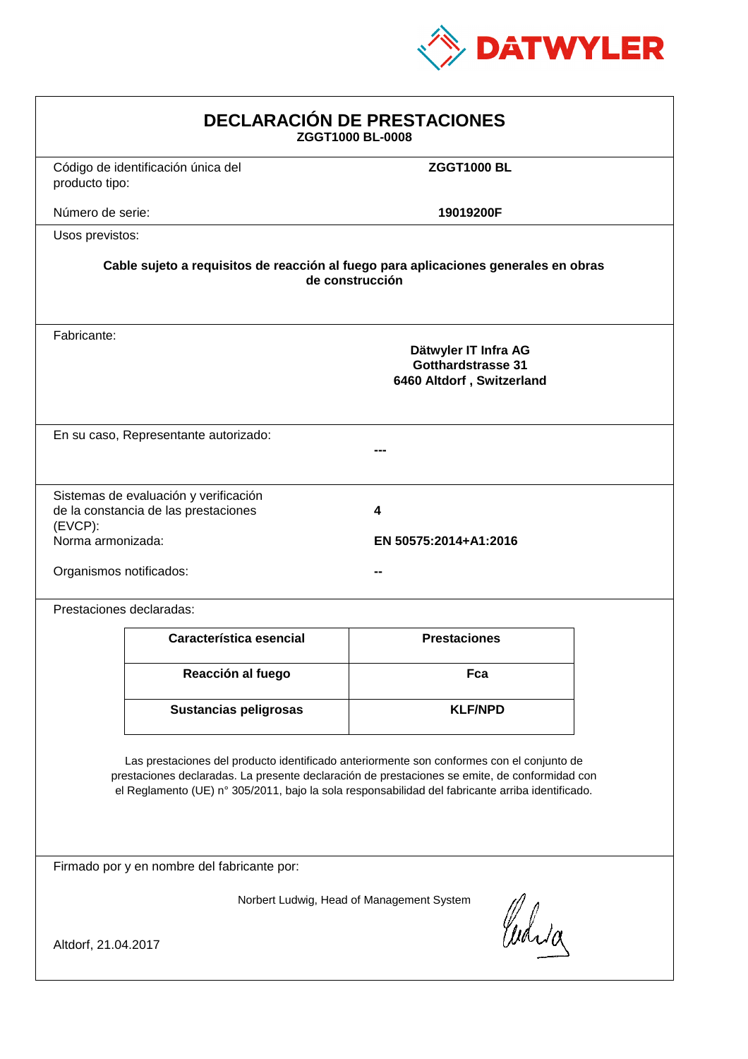DATWYLER

# DECLARACIÓN DE PRESTACIONES

**ZGGT1000 BL-0008**

Código de identificación única del producto tipo: **ZGGT1000 BL**

Número de serie: **19019200F**

Usos previstos:

**Cable sujeto a requisitos de reacción al fuego para aplicaciones generales en obras de construcción**

Fabricante:

**Dätwyler IT Infra AG**
**Gotthardstrasse 31**
**6460 Altdorf , Switzerland**

En su caso, Representante autorizado: **---**

Sistemas de evaluación y verificación de la constancia de las prestaciones (EVCP): **4**

Norma armonizada: **EN 50575:2014+A1:2016**

Organismos notificados: **--**

Prestaciones declaradas:

| Característica esencial | Prestaciones |
|---|---|
| **Reacción al fuego** | **Fca** |
| **Sustancias peligrosas** | **KLF/NPD** |

Las prestaciones del producto identificado anteriormente son conformes con el conjunto de prestaciones declaradas. La presente declaración de prestaciones se emite, de conformidad con el Reglamento (UE) n° 305/2011, bajo la sola responsabilidad del fabricante arriba identificado.

Firmado por y en nombre del fabricante por:

Norbert Ludwig, Head of Management System

Altdorf, 21.04.2017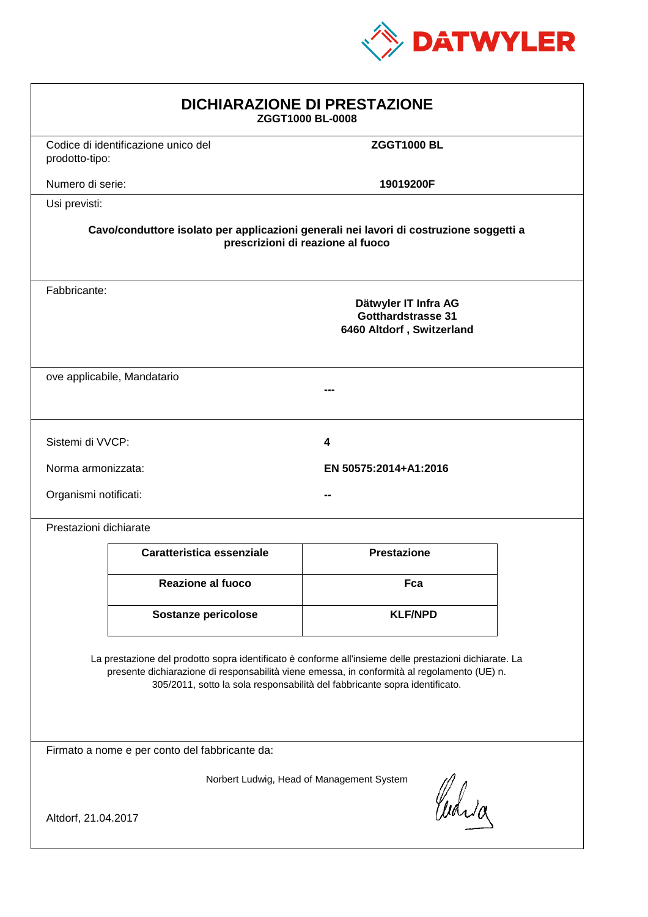DATWYLER

# DICHIARAZIONE DI PRESTAZIONE

**ZGGT1000 BL-0008**

| | |
|---|---|
| Codice di identificazione unico del prodotto-tipo: | **ZGGT1000 BL** |
| Numero di serie: | **19019200F** |

Usi previsti:

**Cavo/conduttore isolato per applicazioni generali nei lavori di costruzione soggetti a prescrizioni di reazione al fuoco**

Fabbricante:

**Dätwyler IT Infra AG**
**Gotthardstrasse 31**
**6460 Altdorf , Switzerland**

ove applicabile, Mandatario

**---**

| | |
|---|---|
| Sistemi di VVCP: | **4** |
| Norma armonizzata: | **EN 50575:2014+A1:2016** |
| Organismi notificati: | **--** |

Prestazioni dichiarate

| Caratteristica essenziale | Prestazione |
|---|---|
| **Reazione al fuoco** | **Fca** |
| **Sostanze pericolose** | **KLF/NPD** |

La prestazione del prodotto sopra identificato è conforme all'insieme delle prestazioni dichiarate. La presente dichiarazione di responsabilità viene emessa, in conformità al regolamento (UE) n. 305/2011, sotto la sola responsabilità del fabbricante sopra identificato.

Firmato a nome e per conto del fabbricante da:

Norbert Ludwig, Head of Management System

Altdorf, 21.04.2017